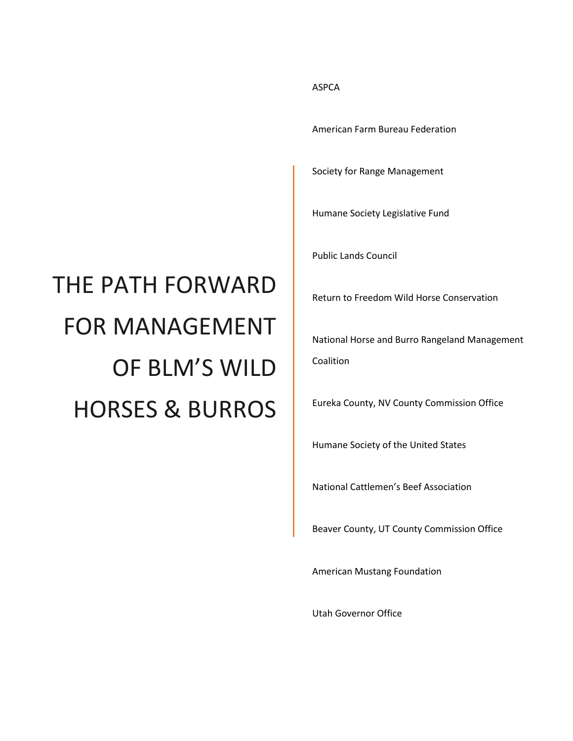# THE PATH FORWARD FOR MANAGEMENT OF BLM'S WILD HORSES & BURROS

ASPCA

American Farm Bureau Federation

Society for Range Management

Humane Society Legislative Fund

Public Lands Council

Return to Freedom Wild Horse Conservation

National Horse and Burro Rangeland Management Coalition

Eureka County, NV County Commission Office

Humane Society of the United States

National Cattlemen's Beef Association

Beaver County, UT County Commission Office

American Mustang Foundation

Utah Governor Office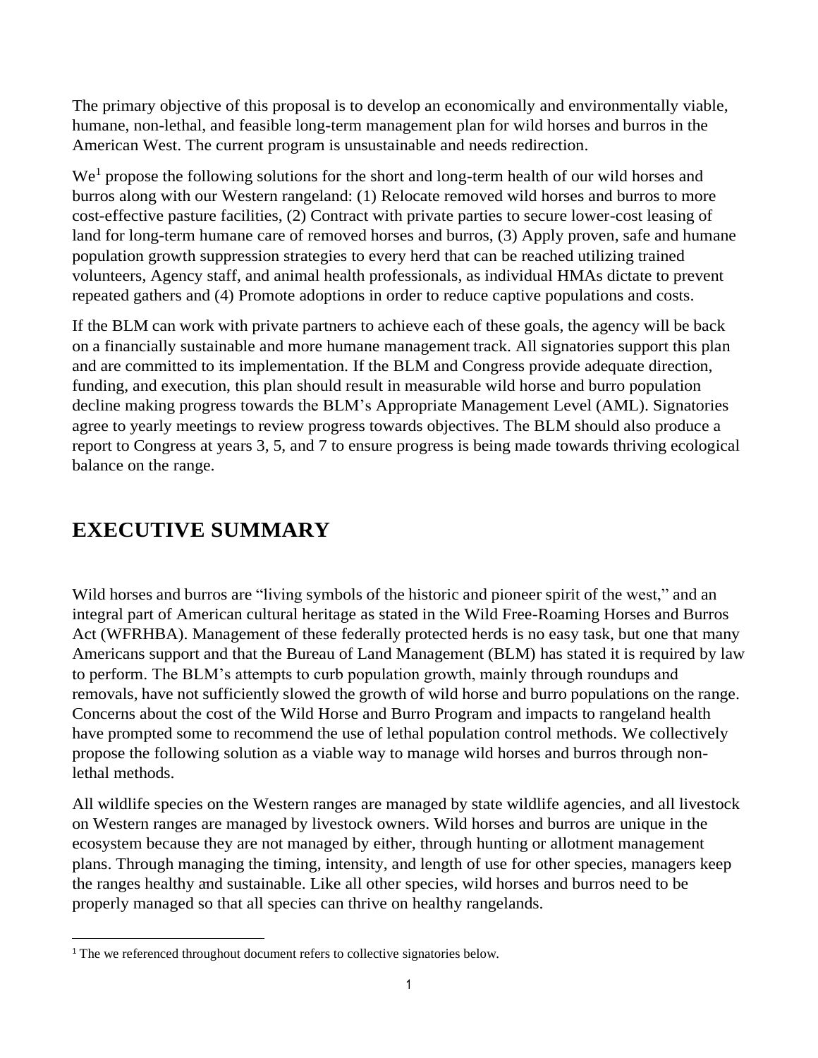The primary objective of this proposal is to develop an economically and environmentally viable, humane, non-lethal, and feasible long-term management plan for wild horses and burros in the American West. The current program is unsustainable and needs redirection.

We[1] propose the following solutions for the short and long-term health of our wild horses and burros along with our Western rangeland: (1) Relocate removed wild horses and burros to more cost-effective pasture facilities, (2) Contract with private parties to secure lower-cost leasing of land for long-term humane care of removed horses and burros, (3) Apply proven, safe and humane population growth suppression strategies to every herd that can be reached utilizing trained volunteers, Agency staff, and animal health professionals, as individual HMAs dictate to prevent repeated gathers and (4) Promote adoptions in order to reduce captive populations and costs.

If the BLM can work with private partners to achieve each of these goals, the agency will be back on a financially sustainable and more humane management track. All signatories support this plan and are committed to its implementation. If the BLM and Congress provide adequate direction, funding, and execution, this plan should result in measurable wild horse and burro population decline making progress towards the BLM's Appropriate Management Level (AML). Signatories agree to yearly meetings to review progress towards objectives. The BLM should also produce a report to Congress at years 3, 5, and 7 to ensure progress is being made towards thriving ecological balance on the range.

# EXECUTIVE SUMMARY

Wild horses and burros are "living symbols of the historic and pioneer spirit of the west," and an integral part of American cultural heritage as stated in the Wild Free-Roaming Horses and Burros Act (WFRHBA). Management of these federally protected herds is no easy task, but one that many Americans support and that the Bureau of Land Management (BLM) has stated it is required by law to perform. The BLM's attempts to curb population growth, mainly through roundups and removals, have not sufficiently slowed the growth of wild horse and burro populations on the range. Concerns about the cost of the Wild Horse and Burro Program and impacts to rangeland health have prompted some to recommend the use of lethal population control methods. We collectively propose the following solution as a viable way to manage wild horses and burros through non-lethal methods.

All wildlife species on the Western ranges are managed by state wildlife agencies, and all livestock on Western ranges are managed by livestock owners. Wild horses and burros are unique in the ecosystem because they are not managed by either, through hunting or allotment management plans. Through managing the timing, intensity, and length of use for other species, managers keep the ranges healthy and sustainable. Like all other species, wild horses and burros need to be properly managed so that all species can thrive on healthy rangelands.

[1] The we referenced throughout document refers to collective signatories below.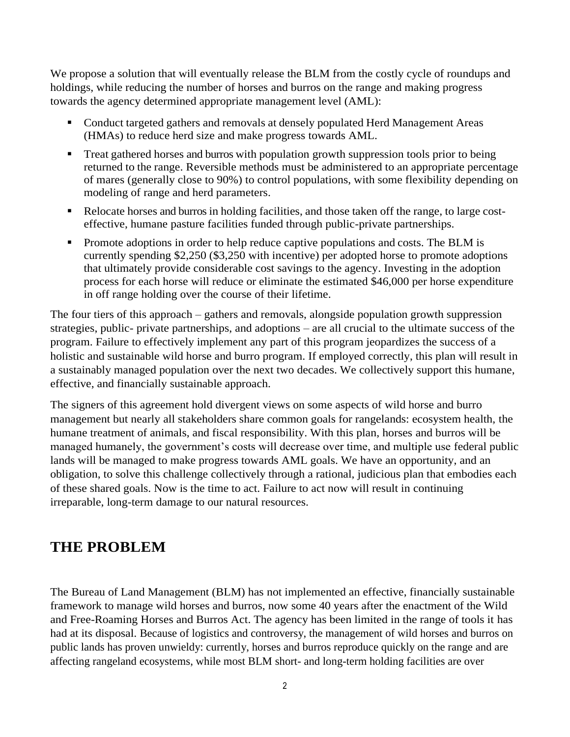We propose a solution that will eventually release the BLM from the costly cycle of roundups and holdings, while reducing the number of horses and burros on the range and making progress towards the agency determined appropriate management level (AML):

- Conduct targeted gathers and removals at densely populated Herd Management Areas (HMAs) to reduce herd size and make progress towards AML.
- Treat gathered horses and burros with population growth suppression tools prior to being returned to the range. Reversible methods must be administered to an appropriate percentage of mares (generally close to 90%) to control populations, with some flexibility depending on modeling of range and herd parameters.
- Relocate horses and burros in holding facilities, and those taken off the range, to large cost-effective, humane pasture facilities funded through public-private partnerships.
- Promote adoptions in order to help reduce captive populations and costs. The BLM is currently spending $2,250 ($3,250 with incentive) per adopted horse to promote adoptions that ultimately provide considerable cost savings to the agency. Investing in the adoption process for each horse will reduce or eliminate the estimated $46,000 per horse expenditure in off range holding over the course of their lifetime.

The four tiers of this approach – gathers and removals, alongside population growth suppression strategies, public- private partnerships, and adoptions – are all crucial to the ultimate success of the program. Failure to effectively implement any part of this program jeopardizes the success of a holistic and sustainable wild horse and burro program. If employed correctly, this plan will result in a sustainably managed population over the next two decades. We collectively support this humane, effective, and financially sustainable approach.

The signers of this agreement hold divergent views on some aspects of wild horse and burro management but nearly all stakeholders share common goals for rangelands: ecosystem health, the humane treatment of animals, and fiscal responsibility. With this plan, horses and burros will be managed humanely, the government's costs will decrease over time, and multiple use federal public lands will be managed to make progress towards AML goals. We have an opportunity, and an obligation, to solve this challenge collectively through a rational, judicious plan that embodies each of these shared goals. Now is the time to act. Failure to act now will result in continuing irreparable, long-term damage to our natural resources.

## THE PROBLEM

The Bureau of Land Management (BLM) has not implemented an effective, financially sustainable framework to manage wild horses and burros, now some 40 years after the enactment of the Wild and Free-Roaming Horses and Burros Act. The agency has been limited in the range of tools it has had at its disposal. Because of logistics and controversy, the management of wild horses and burros on public lands has proven unwieldy: currently, horses and burros reproduce quickly on the range and are affecting rangeland ecosystems, while most BLM short- and long-term holding facilities are over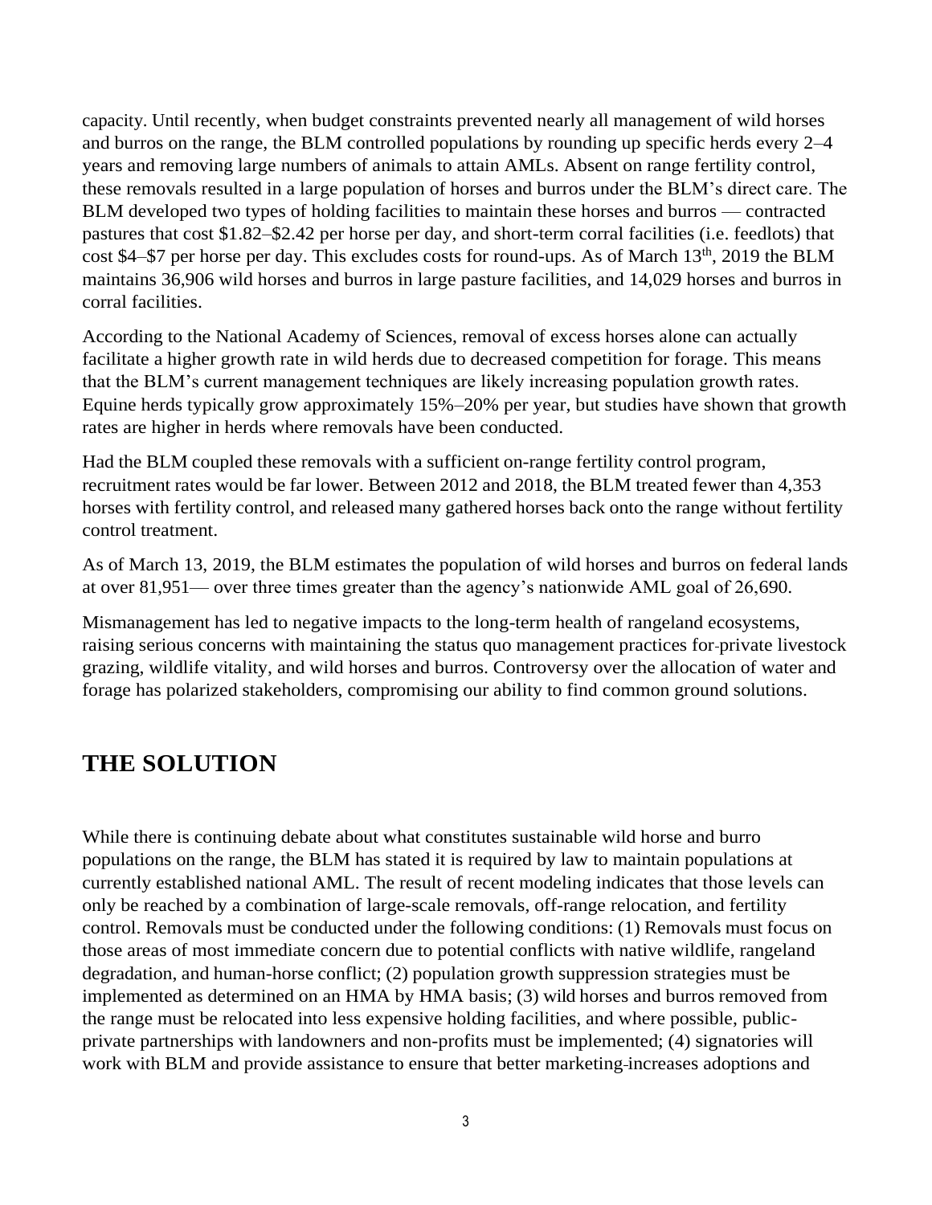capacity. Until recently, when budget constraints prevented nearly all management of wild horses and burros on the range, the BLM controlled populations by rounding up specific herds every 2–4 years and removing large numbers of animals to attain AMLs. Absent on range fertility control, these removals resulted in a large population of horses and burros under the BLM's direct care. The BLM developed two types of holding facilities to maintain these horses and burros — contracted pastures that cost $1.82–$2.42 per horse per day, and short-term corral facilities (i.e. feedlots) that cost $4–$7 per horse per day. This excludes costs for round-ups. As of March 13th, 2019 the BLM maintains 36,906 wild horses and burros in large pasture facilities, and 14,029 horses and burros in corral facilities.

According to the National Academy of Sciences, removal of excess horses alone can actually facilitate a higher growth rate in wild herds due to decreased competition for forage. This means that the BLM's current management techniques are likely increasing population growth rates. Equine herds typically grow approximately 15%–20% per year, but studies have shown that growth rates are higher in herds where removals have been conducted.

Had the BLM coupled these removals with a sufficient on-range fertility control program, recruitment rates would be far lower. Between 2012 and 2018, the BLM treated fewer than 4,353 horses with fertility control, and released many gathered horses back onto the range without fertility control treatment.

As of March 13, 2019, the BLM estimates the population of wild horses and burros on federal lands at over 81,951— over three times greater than the agency's nationwide AML goal of 26,690.

Mismanagement has led to negative impacts to the long-term health of rangeland ecosystems, raising serious concerns with maintaining the status quo management practices for private livestock grazing, wildlife vitality, and wild horses and burros. Controversy over the allocation of water and forage has polarized stakeholders, compromising our ability to find common ground solutions.

## THE SOLUTION

While there is continuing debate about what constitutes sustainable wild horse and burro populations on the range, the BLM has stated it is required by law to maintain populations at currently established national AML. The result of recent modeling indicates that those levels can only be reached by a combination of large-scale removals, off-range relocation, and fertility control. Removals must be conducted under the following conditions: (1) Removals must focus on those areas of most immediate concern due to potential conflicts with native wildlife, rangeland degradation, and human-horse conflict; (2) population growth suppression strategies must be implemented as determined on an HMA by HMA basis; (3) wild horses and burros removed from the range must be relocated into less expensive holding facilities, and where possible, public-private partnerships with landowners and non-profits must be implemented; (4) signatories will work with BLM and provide assistance to ensure that better marketing increases adoptions and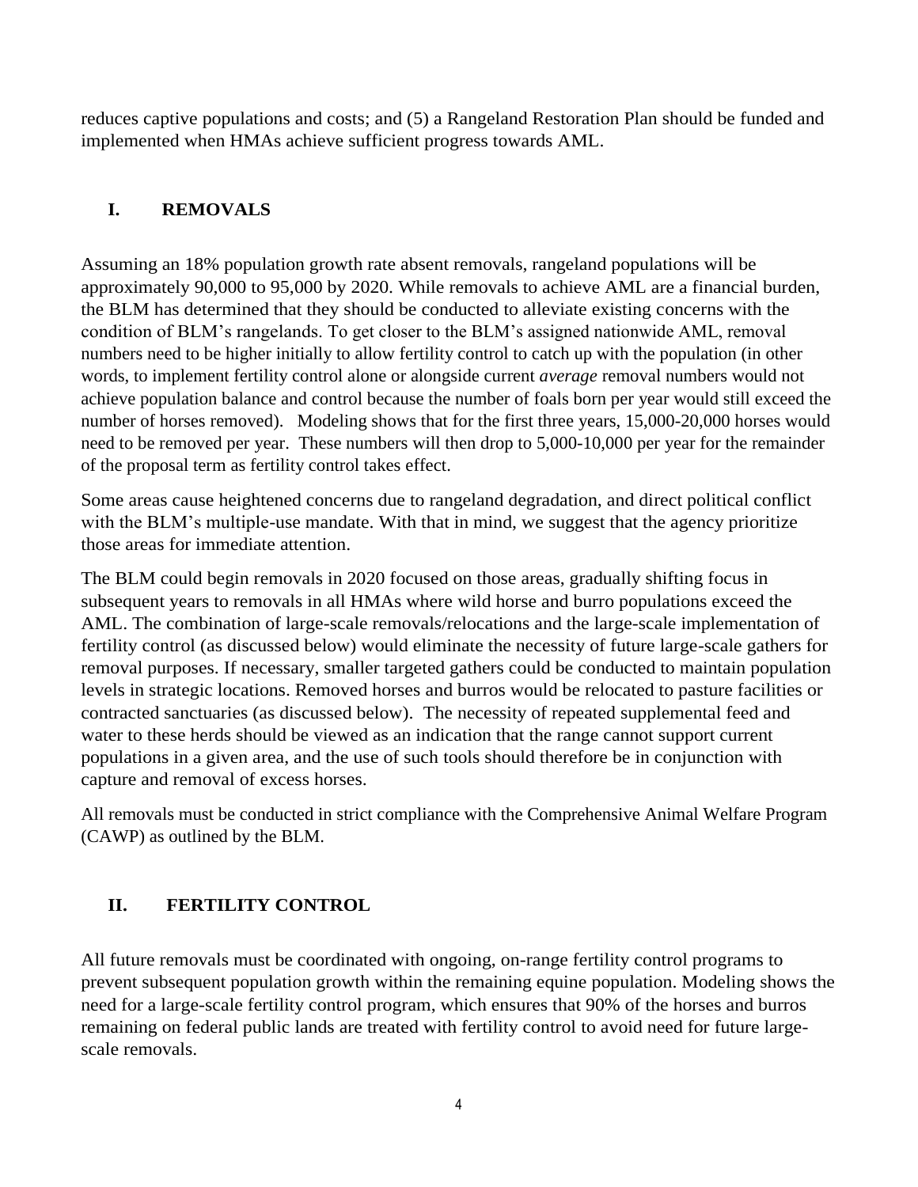reduces captive populations and costs; and (5) a Rangeland Restoration Plan should be funded and implemented when HMAs achieve sufficient progress towards AML.

## I. REMOVALS

Assuming an 18% population growth rate absent removals, rangeland populations will be approximately 90,000 to 95,000 by 2020. While removals to achieve AML are a financial burden, the BLM has determined that they should be conducted to alleviate existing concerns with the condition of BLM's rangelands. To get closer to the BLM's assigned nationwide AML, removal numbers need to be higher initially to allow fertility control to catch up with the population (in other words, to implement fertility control alone or alongside current *average* removal numbers would not achieve population balance and control because the number of foals born per year would still exceed the number of horses removed). Modeling shows that for the first three years, 15,000-20,000 horses would need to be removed per year. These numbers will then drop to 5,000-10,000 per year for the remainder of the proposal term as fertility control takes effect.

Some areas cause heightened concerns due to rangeland degradation, and direct political conflict with the BLM's multiple-use mandate. With that in mind, we suggest that the agency prioritize those areas for immediate attention.

The BLM could begin removals in 2020 focused on those areas, gradually shifting focus in subsequent years to removals in all HMAs where wild horse and burro populations exceed the AML. The combination of large-scale removals/relocations and the large-scale implementation of fertility control (as discussed below) would eliminate the necessity of future large-scale gathers for removal purposes. If necessary, smaller targeted gathers could be conducted to maintain population levels in strategic locations. Removed horses and burros would be relocated to pasture facilities or contracted sanctuaries (as discussed below). The necessity of repeated supplemental feed and water to these herds should be viewed as an indication that the range cannot support current populations in a given area, and the use of such tools should therefore be in conjunction with capture and removal of excess horses.

All removals must be conducted in strict compliance with the Comprehensive Animal Welfare Program (CAWP) as outlined by the BLM.

## II. FERTILITY CONTROL

All future removals must be coordinated with ongoing, on-range fertility control programs to prevent subsequent population growth within the remaining equine population. Modeling shows the need for a large-scale fertility control program, which ensures that 90% of the horses and burros remaining on federal public lands are treated with fertility control to avoid need for future large-scale removals.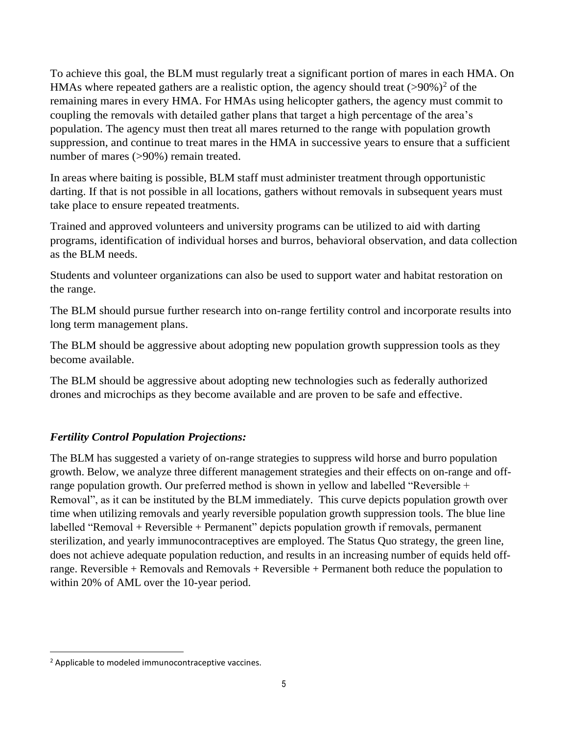To achieve this goal, the BLM must regularly treat a significant portion of mares in each HMA. On HMAs where repeated gathers are a realistic option, the agency should treat (>90%)[2] of the remaining mares in every HMA. For HMAs using helicopter gathers, the agency must commit to coupling the removals with detailed gather plans that target a high percentage of the area's population. The agency must then treat all mares returned to the range with population growth suppression, and continue to treat mares in the HMA in successive years to ensure that a sufficient number of mares (>90%) remain treated.

In areas where baiting is possible, BLM staff must administer treatment through opportunistic darting. If that is not possible in all locations, gathers without removals in subsequent years must take place to ensure repeated treatments.

Trained and approved volunteers and university programs can be utilized to aid with darting programs, identification of individual horses and burros, behavioral observation, and data collection as the BLM needs.

Students and volunteer organizations can also be used to support water and habitat restoration on the range.

The BLM should pursue further research into on-range fertility control and incorporate results into long term management plans.

The BLM should be aggressive about adopting new population growth suppression tools as they become available.

The BLM should be aggressive about adopting new technologies such as federally authorized drones and microchips as they become available and are proven to be safe and effective.

### *Fertility Control Population Projections:*

The BLM has suggested a variety of on-range strategies to suppress wild horse and burro population growth. Below, we analyze three different management strategies and their effects on on-range and off-range population growth. Our preferred method is shown in yellow and labelled "Reversible + Removal", as it can be instituted by the BLM immediately. This curve depicts population growth over time when utilizing removals and yearly reversible population growth suppression tools. The blue line labelled "Removal + Reversible + Permanent" depicts population growth if removals, permanent sterilization, and yearly immunocontraceptives are employed. The Status Quo strategy, the green line, does not achieve adequate population reduction, and results in an increasing number of equids held off-range. Reversible + Removals and Removals + Reversible + Permanent both reduce the population to within 20% of AML over the 10-year period.

---

[2] Applicable to modeled immunocontraceptive vaccines.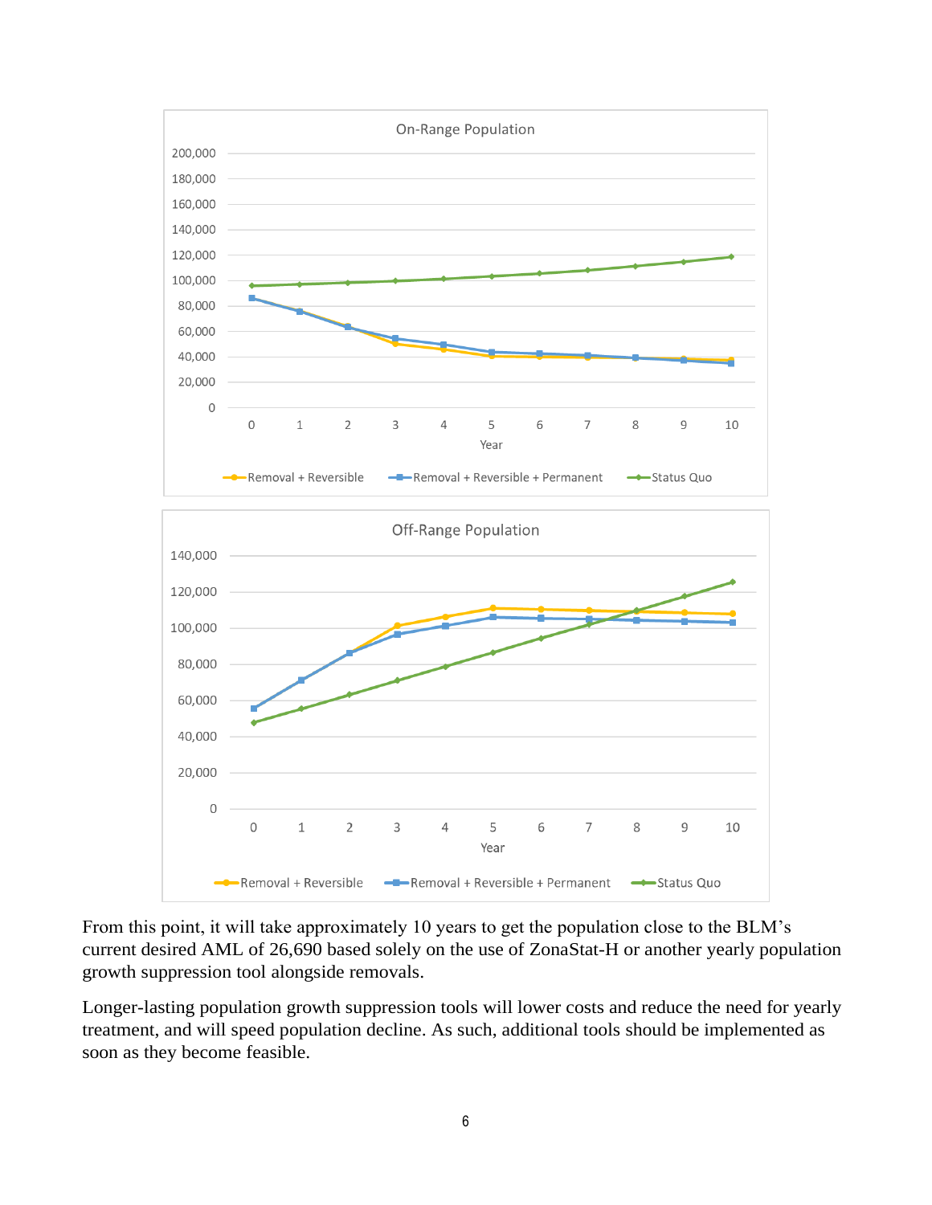From this point, it will take approximately 10 years to get the population close to the BLM's current desired AML of 26,690 based solely on the use of ZonaStat-H or another yearly population growth suppression tool alongside removals.

Longer-lasting population growth suppression tools will lower costs and reduce the need for yearly treatment, and will speed population decline. As such, additional tools should be implemented as soon as they become feasible.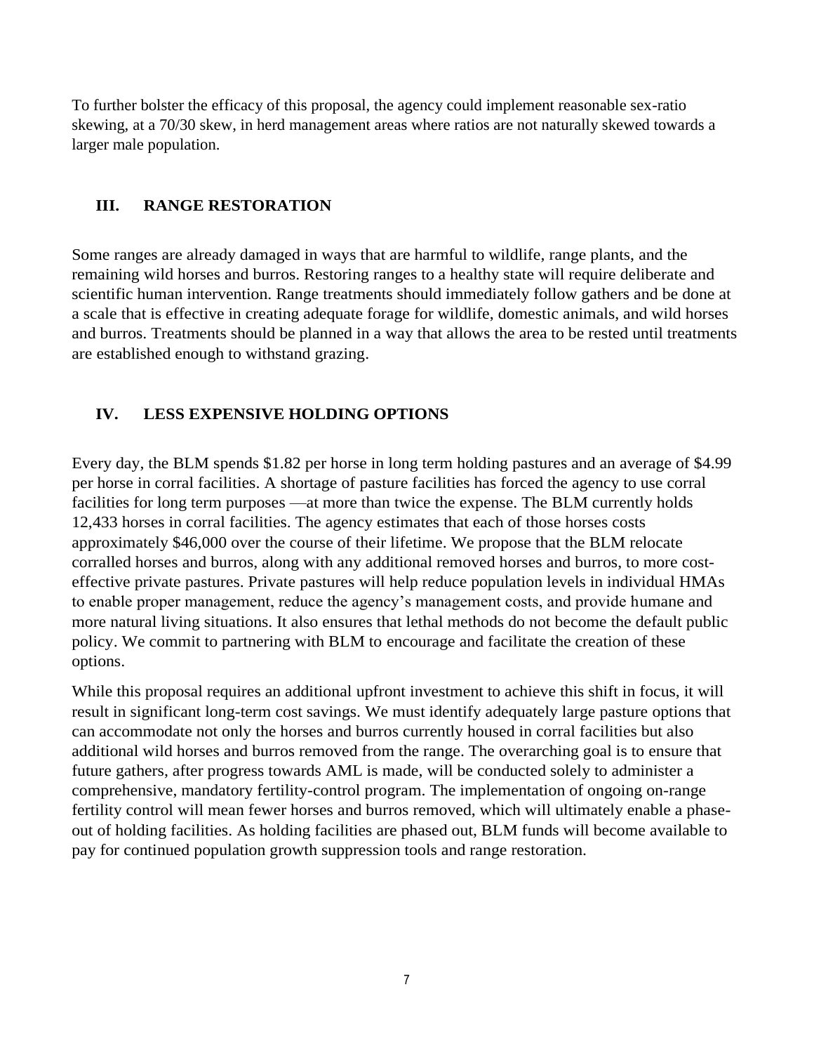To further bolster the efficacy of this proposal, the agency could implement reasonable sex-ratio skewing, at a 70/30 skew, in herd management areas where ratios are not naturally skewed towards a larger male population.

## III. RANGE RESTORATION

Some ranges are already damaged in ways that are harmful to wildlife, range plants, and the remaining wild horses and burros. Restoring ranges to a healthy state will require deliberate and scientific human intervention. Range treatments should immediately follow gathers and be done at a scale that is effective in creating adequate forage for wildlife, domestic animals, and wild horses and burros. Treatments should be planned in a way that allows the area to be rested until treatments are established enough to withstand grazing.

## IV. LESS EXPENSIVE HOLDING OPTIONS

Every day, the BLM spends $1.82 per horse in long term holding pastures and an average of $4.99 per horse in corral facilities. A shortage of pasture facilities has forced the agency to use corral facilities for long term purposes —at more than twice the expense. The BLM currently holds 12,433 horses in corral facilities. The agency estimates that each of those horses costs approximately $46,000 over the course of their lifetime. We propose that the BLM relocate corralled horses and burros, along with any additional removed horses and burros, to more cost-effective private pastures. Private pastures will help reduce population levels in individual HMAs to enable proper management, reduce the agency's management costs, and provide humane and more natural living situations. It also ensures that lethal methods do not become the default public policy. We commit to partnering with BLM to encourage and facilitate the creation of these options.

While this proposal requires an additional upfront investment to achieve this shift in focus, it will result in significant long-term cost savings. We must identify adequately large pasture options that can accommodate not only the horses and burros currently housed in corral facilities but also additional wild horses and burros removed from the range. The overarching goal is to ensure that future gathers, after progress towards AML is made, will be conducted solely to administer a comprehensive, mandatory fertility-control program. The implementation of ongoing on-range fertility control will mean fewer horses and burros removed, which will ultimately enable a phase-out of holding facilities. As holding facilities are phased out, BLM funds will become available to pay for continued population growth suppression tools and range restoration.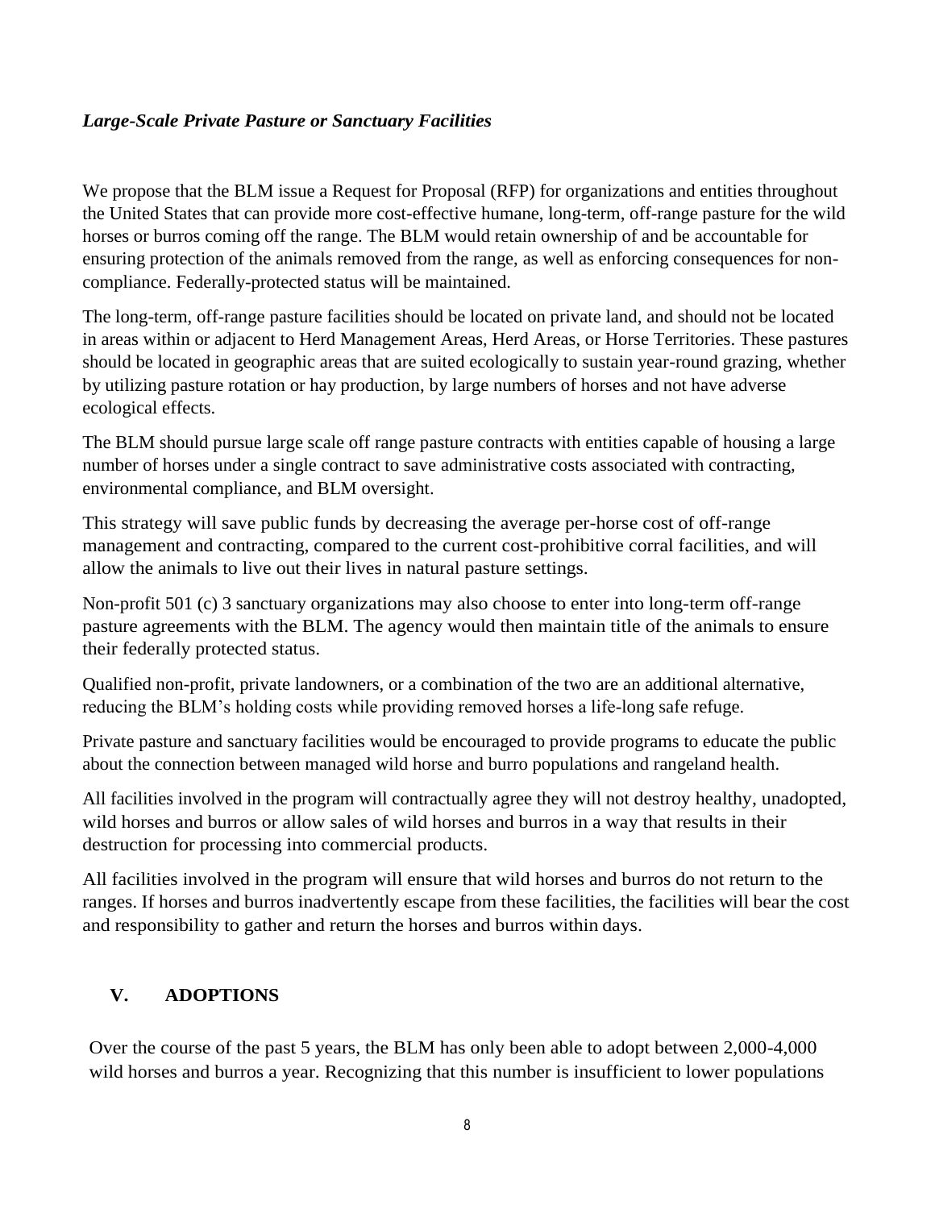### *Large-Scale Private Pasture or Sanctuary Facilities*

We propose that the BLM issue a Request for Proposal (RFP) for organizations and entities throughout the United States that can provide more cost-effective humane, long-term, off-range pasture for the wild horses or burros coming off the range. The BLM would retain ownership of and be accountable for ensuring protection of the animals removed from the range, as well as enforcing consequences for non-compliance. Federally-protected status will be maintained.

The long-term, off-range pasture facilities should be located on private land, and should not be located in areas within or adjacent to Herd Management Areas, Herd Areas, or Horse Territories. These pastures should be located in geographic areas that are suited ecologically to sustain year-round grazing, whether by utilizing pasture rotation or hay production, by large numbers of horses and not have adverse ecological effects.

The BLM should pursue large scale off range pasture contracts with entities capable of housing a large number of horses under a single contract to save administrative costs associated with contracting, environmental compliance, and BLM oversight.

This strategy will save public funds by decreasing the average per-horse cost of off-range management and contracting, compared to the current cost-prohibitive corral facilities, and will allow the animals to live out their lives in natural pasture settings.

Non-profit 501 (c) 3 sanctuary organizations may also choose to enter into long-term off-range pasture agreements with the BLM. The agency would then maintain title of the animals to ensure their federally protected status.

Qualified non-profit, private landowners, or a combination of the two are an additional alternative, reducing the BLM's holding costs while providing removed horses a life-long safe refuge.

Private pasture and sanctuary facilities would be encouraged to provide programs to educate the public about the connection between managed wild horse and burro populations and rangeland health.

All facilities involved in the program will contractually agree they will not destroy healthy, unadopted, wild horses and burros or allow sales of wild horses and burros in a way that results in their destruction for processing into commercial products.

All facilities involved in the program will ensure that wild horses and burros do not return to the ranges. If horses and burros inadvertently escape from these facilities, the facilities will bear the cost and responsibility to gather and return the horses and burros within days.

## V. ADOPTIONS

Over the course of the past 5 years, the BLM has only been able to adopt between 2,000-4,000 wild horses and burros a year. Recognizing that this number is insufficient to lower populations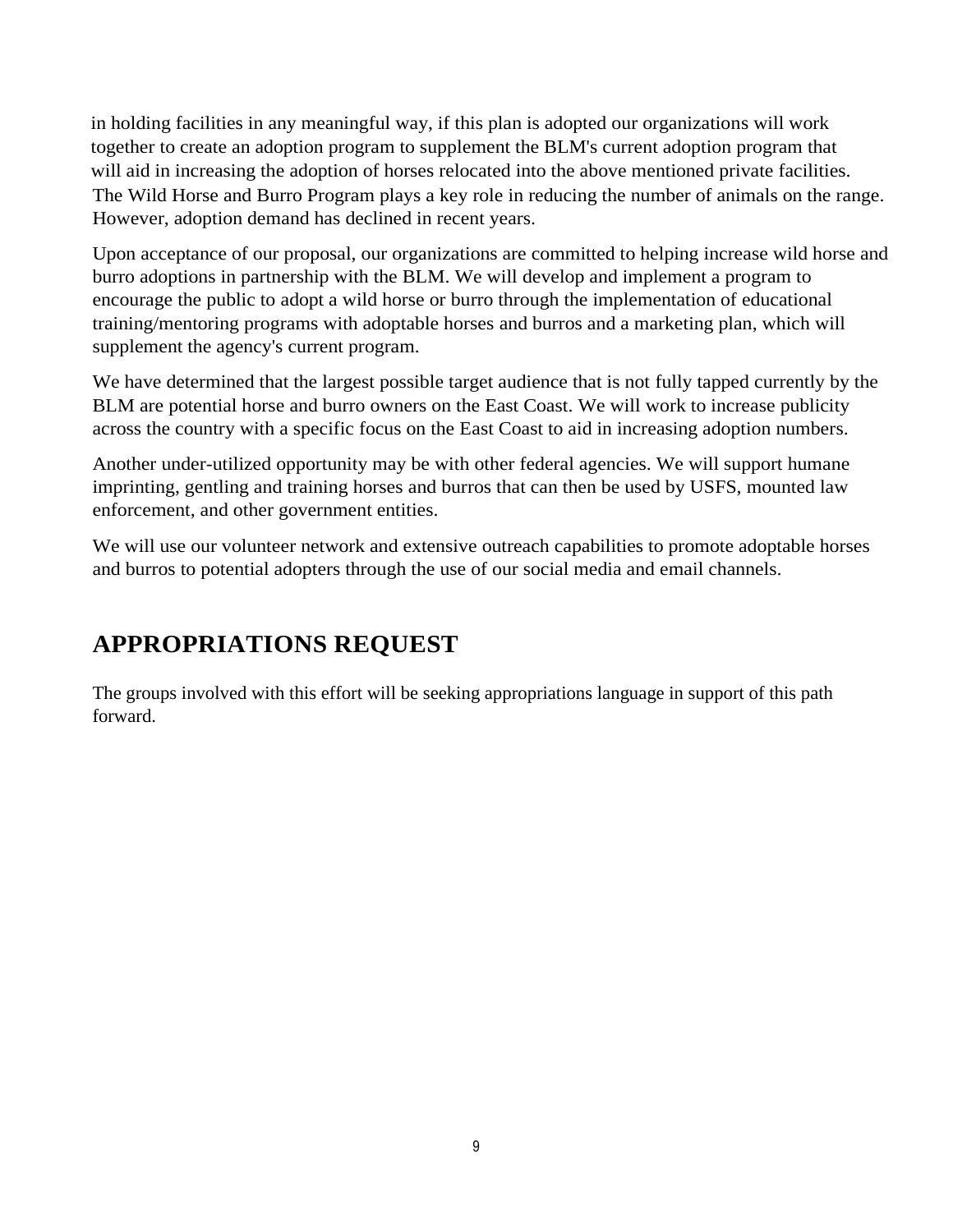in holding facilities in any meaningful way, if this plan is adopted our organizations will work together to create an adoption program to supplement the BLM's current adoption program that will aid in increasing the adoption of horses relocated into the above mentioned private facilities. The Wild Horse and Burro Program plays a key role in reducing the number of animals on the range. However, adoption demand has declined in recent years.

Upon acceptance of our proposal, our organizations are committed to helping increase wild horse and burro adoptions in partnership with the BLM. We will develop and implement a program to encourage the public to adopt a wild horse or burro through the implementation of educational training/mentoring programs with adoptable horses and burros and a marketing plan, which will supplement the agency's current program.

We have determined that the largest possible target audience that is not fully tapped currently by the BLM are potential horse and burro owners on the East Coast. We will work to increase publicity across the country with a specific focus on the East Coast to aid in increasing adoption numbers.

Another under-utilized opportunity may be with other federal agencies. We will support humane imprinting, gentling and training horses and burros that can then be used by USFS, mounted law enforcement, and other government entities.

We will use our volunteer network and extensive outreach capabilities to promote adoptable horses and burros to potential adopters through the use of our social media and email channels.

## APPROPRIATIONS REQUEST

The groups involved with this effort will be seeking appropriations language in support of this path forward.